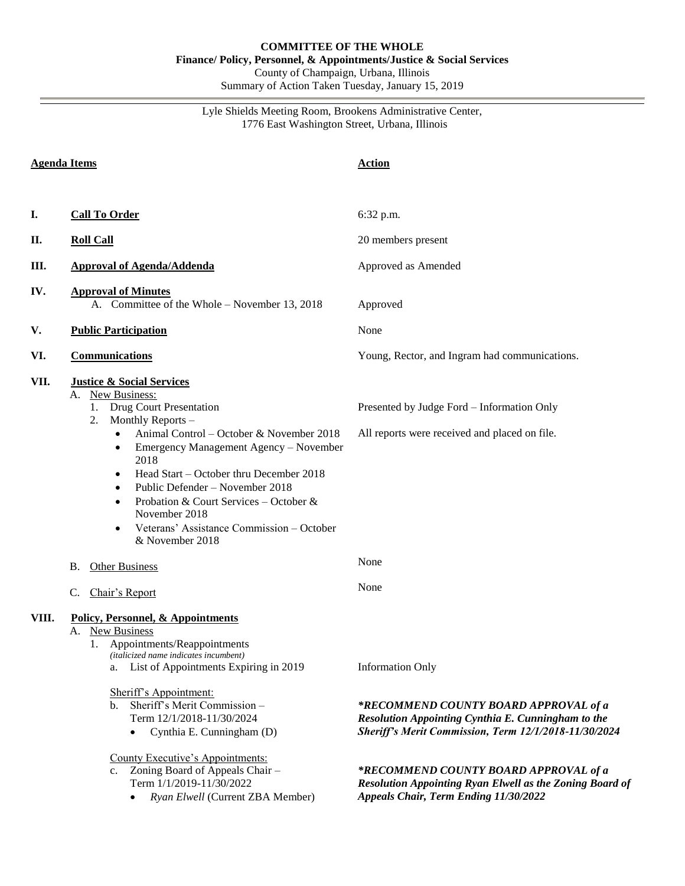**COMMITTEE OF THE WHOLE**
**Finance/ Policy, Personnel, & Appointments/Justice & Social Services**
County of Champaign, Urbana, Illinois
Summary of Action Taken Tuesday, January 15, 2019

Lyle Shields Meeting Room, Brookens Administrative Center,
1776 East Washington Street, Urbana, Illinois

| **Agenda Items** | **Action** |
|---|---|
| **I. Call To Order** | 6:32 p.m. |
| **II. Roll Call** | 20 members present |
| **III. Approval of Agenda/Addenda** | Approved as Amended |
| **IV. Approval of Minutes** | |
| A. Committee of the Whole – November 13, 2018 | Approved |
| **V. Public Participation** | None |
| **VI. Communications** | Young, Rector, and Ingram had communications. |
| **VII. Justice & Social Services** | |
| A. New Business: | |
| 1. Drug Court Presentation | Presented by Judge Ford – Information Only |
| 2. Monthly Reports – <br>• Animal Control – October & November 2018<br>• Emergency Management Agency – November 2018<br>• Head Start – October thru December 2018<br>• Public Defender – November 2018<br>• Probation & Court Services – October & November 2018<br>• Veterans' Assistance Commission – October & November 2018 | All reports were received and placed on file. |
| B. Other Business | None |
| C. Chair's Report | None |
| **VIII. Policy, Personnel, & Appointments** | |
| A. New Business | |
| 1. Appointments/Reappointments *(italicized name indicates incumbent)* | |
| a. List of Appointments Expiring in 2019 | Information Only |
| Sheriff's Appointment:<br>b. Sheriff's Merit Commission – Term 12/1/2018-11/30/2024<br>• Cynthia E. Cunningham (D) | ***RECOMMEND COUNTY BOARD APPROVAL of a Resolution Appointing Cynthia E. Cunningham to the Sheriff's Merit Commission, Term 12/1/2018-11/30/2024*** |
| County Executive's Appointments:<br>c. Zoning Board of Appeals Chair – Term 1/1/2019-11/30/2022<br>• *Ryan Elwell* (Current ZBA Member) | ***RECOMMEND COUNTY BOARD APPROVAL of a Resolution Appointing Ryan Elwell as the Zoning Board of Appeals Chair, Term Ending 11/30/2022*** |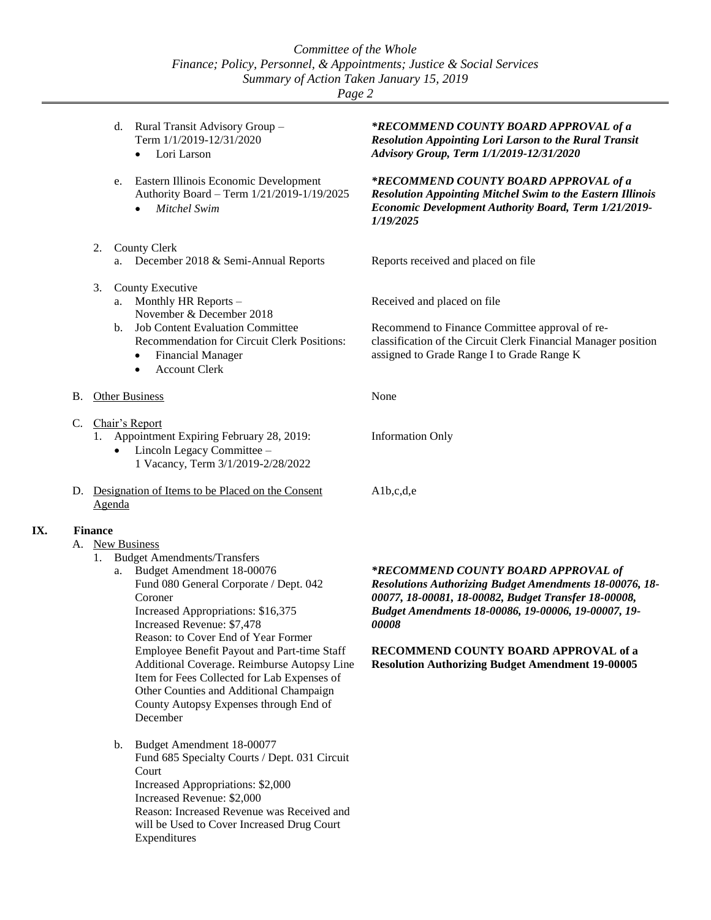|  |  |
|---|---|
| d. Rural Transit Advisory Group – Term 1/1/2019-12/31/2020<br>• Lori Larson | ***RECOMMEND COUNTY BOARD APPROVAL of a Resolution Appointing Lori Larson to the Rural Transit Advisory Group, Term 1/1/2019-12/31/2020*** |
| e. Eastern Illinois Economic Development Authority Board – Term 1/21/2019-1/19/2025<br>• *Mitchel Swim* | ***RECOMMEND COUNTY BOARD APPROVAL of a Resolution Appointing Mitchel Swim to the Eastern Illinois Economic Development Authority Board, Term 1/21/2019-1/19/2025*** |
| 2. County Clerk<br>a. December 2018 & Semi-Annual Reports | Reports received and placed on file |
| 3. County Executive<br>a. Monthly HR Reports – November & December 2018 | Received and placed on file |
| b. Job Content Evaluation Committee Recommendation for Circuit Clerk Positions:<br>• Financial Manager<br>• Account Clerk | Recommend to Finance Committee approval of re-classification of the Circuit Clerk Financial Manager position assigned to Grade Range I to Grade Range K |
| B. <u>Other Business</u> | None |
| C. <u>Chair's Report</u><br>1. Appointment Expiring February 28, 2019:<br>• Lincoln Legacy Committee – 1 Vacancy, Term 3/1/2019-2/28/2022 | Information Only |
| D. <u>Designation of Items to be Placed on the Consent Agenda</u> | A1b,c,d,e |

## IX. Finance

A. <u>New Business</u>

1. Budget Amendments/Transfers

|  |  |
|---|---|
| a. Budget Amendment 18-00076<br>Fund 080 General Corporate / Dept. 042 Coroner<br>Increased Appropriations: $16,375<br>Increased Revenue: $7,478<br>Reason: to Cover End of Year Former Employee Benefit Payout and Part-time Staff Additional Coverage. Reimburse Autopsy Line Item for Fees Collected for Lab Expenses of Other Counties and Additional Champaign County Autopsy Expenses through End of December | ***RECOMMEND COUNTY BOARD APPROVAL of Resolutions Authorizing Budget Amendments 18-00076, 18-00077, 18-00081, 18-00082, Budget Transfer 18-00008, Budget Amendments 18-00086, 19-00006, 19-00007, 19-00008***<br><br>**RECOMMEND COUNTY BOARD APPROVAL of a Resolution Authorizing Budget Amendment 19-00005** |
| b. Budget Amendment 18-00077<br>Fund 685 Specialty Courts / Dept. 031 Circuit Court<br>Increased Appropriations: $2,000<br>Increased Revenue: $2,000<br>Reason: Increased Revenue was Received and will be Used to Cover Increased Drug Court Expenditures |  |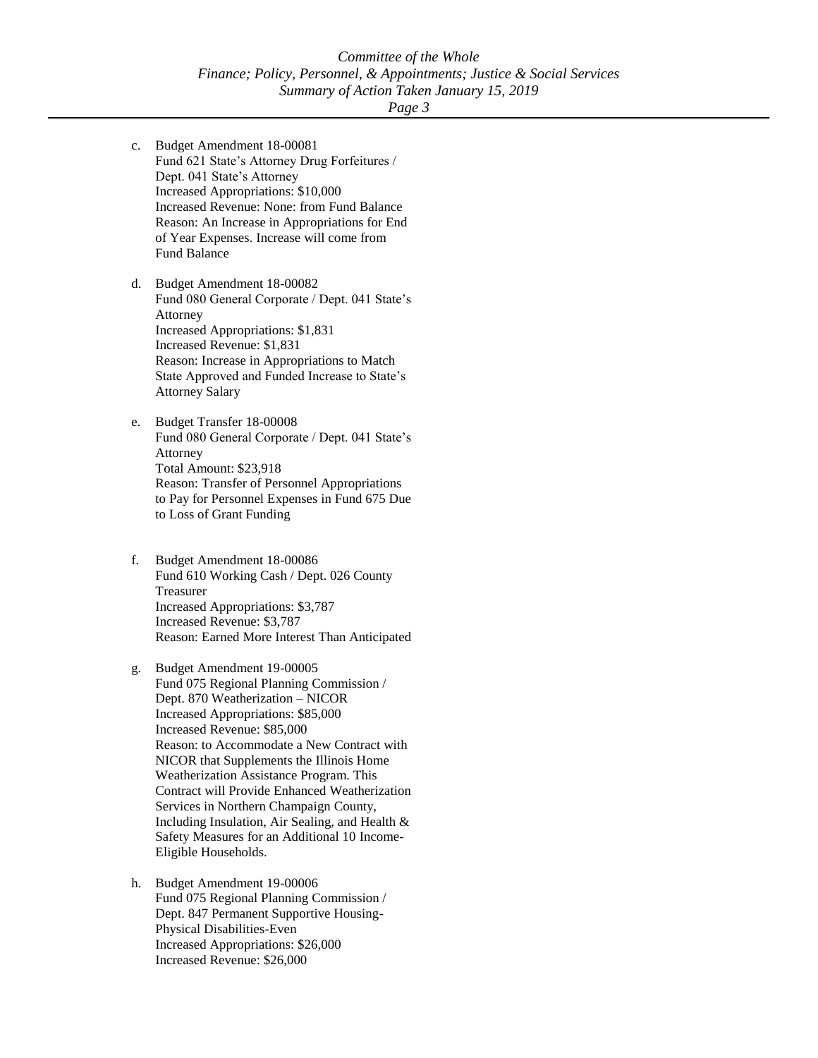c. Budget Amendment 18-00081
   Fund 621 State's Attorney Drug Forfeitures / Dept. 041 State's Attorney
   Increased Appropriations: $10,000
   Increased Revenue: None: from Fund Balance
   Reason: An Increase in Appropriations for End of Year Expenses. Increase will come from Fund Balance

d. Budget Amendment 18-00082
   Fund 080 General Corporate / Dept. 041 State's Attorney
   Increased Appropriations: $1,831
   Increased Revenue: $1,831
   Reason: Increase in Appropriations to Match State Approved and Funded Increase to State's Attorney Salary

e. Budget Transfer 18-00008
   Fund 080 General Corporate / Dept. 041 State's Attorney
   Total Amount: $23,918
   Reason: Transfer of Personnel Appropriations to Pay for Personnel Expenses in Fund 675 Due to Loss of Grant Funding

f. Budget Amendment 18-00086
   Fund 610 Working Cash / Dept. 026 County Treasurer
   Increased Appropriations: $3,787
   Increased Revenue: $3,787
   Reason: Earned More Interest Than Anticipated

g. Budget Amendment 19-00005
   Fund 075 Regional Planning Commission / Dept. 870 Weatherization – NICOR
   Increased Appropriations: $85,000
   Increased Revenue: $85,000
   Reason: to Accommodate a New Contract with NICOR that Supplements the Illinois Home Weatherization Assistance Program. This Contract will Provide Enhanced Weatherization Services in Northern Champaign County, Including Insulation, Air Sealing, and Health & Safety Measures for an Additional 10 Income-Eligible Households.

h. Budget Amendment 19-00006
   Fund 075 Regional Planning Commission / Dept. 847 Permanent Supportive Housing-Physical Disabilities-Even
   Increased Appropriations: $26,000
   Increased Revenue: $26,000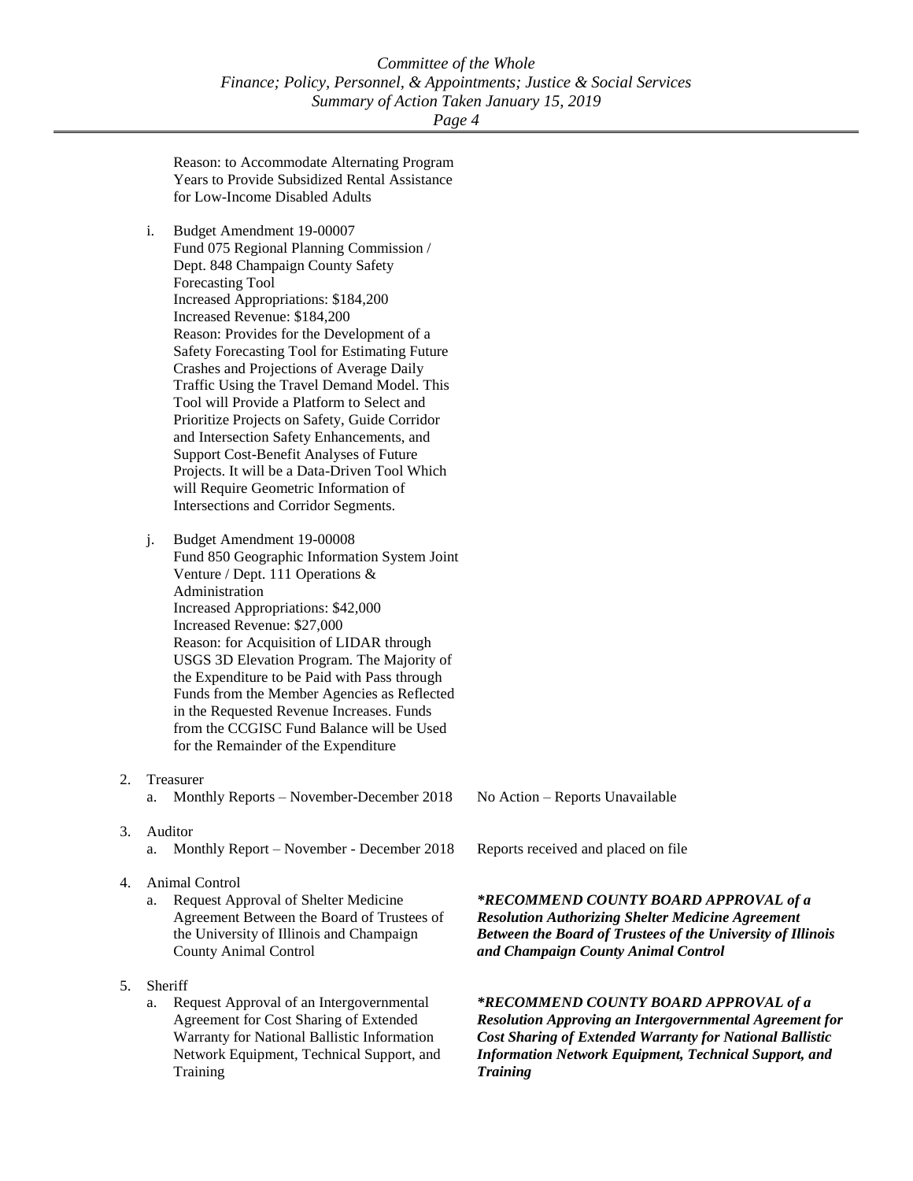Reason: to Accommodate Alternating Program Years to Provide Subsidized Rental Assistance for Low-Income Disabled Adults

i. Budget Amendment 19-00007
Fund 075 Regional Planning Commission / Dept. 848 Champaign County Safety Forecasting Tool
Increased Appropriations: $184,200
Increased Revenue: $184,200
Reason: Provides for the Development of a Safety Forecasting Tool for Estimating Future Crashes and Projections of Average Daily Traffic Using the Travel Demand Model. This Tool will Provide a Platform to Select and Prioritize Projects on Safety, Guide Corridor and Intersection Safety Enhancements, and Support Cost-Benefit Analyses of Future Projects. It will be a Data-Driven Tool Which will Require Geometric Information of Intersections and Corridor Segments.

j. Budget Amendment 19-00008
Fund 850 Geographic Information System Joint Venture / Dept. 111 Operations & Administration
Increased Appropriations: $42,000
Increased Revenue: $27,000
Reason: for Acquisition of LIDAR through USGS 3D Elevation Program. The Majority of the Expenditure to be Paid with Pass through Funds from the Member Agencies as Reflected in the Requested Revenue Increases. Funds from the CCGISC Fund Balance will be Used for the Remainder of the Expenditure

| Item | Action |
|---|---|
| 2. Treasurer | |
| a. Monthly Reports – November-December 2018 | No Action – Reports Unavailable |
| 3. Auditor | |
| a. Monthly Report – November - December 2018 | Reports received and placed on file |
| 4. Animal Control | |
| a. Request Approval of Shelter Medicine Agreement Between the Board of Trustees of the University of Illinois and Champaign County Animal Control | ***RECOMMEND COUNTY BOARD APPROVAL of a Resolution Authorizing Shelter Medicine Agreement Between the Board of Trustees of the University of Illinois and Champaign County Animal Control*** |
| 5. Sheriff | |
| a. Request Approval of an Intergovernmental Agreement for Cost Sharing of Extended Warranty for National Ballistic Information Network Equipment, Technical Support, and Training | ***RECOMMEND COUNTY BOARD APPROVAL of a Resolution Approving an Intergovernmental Agreement for Cost Sharing of Extended Warranty for National Ballistic Information Network Equipment, Technical Support, and Training*** |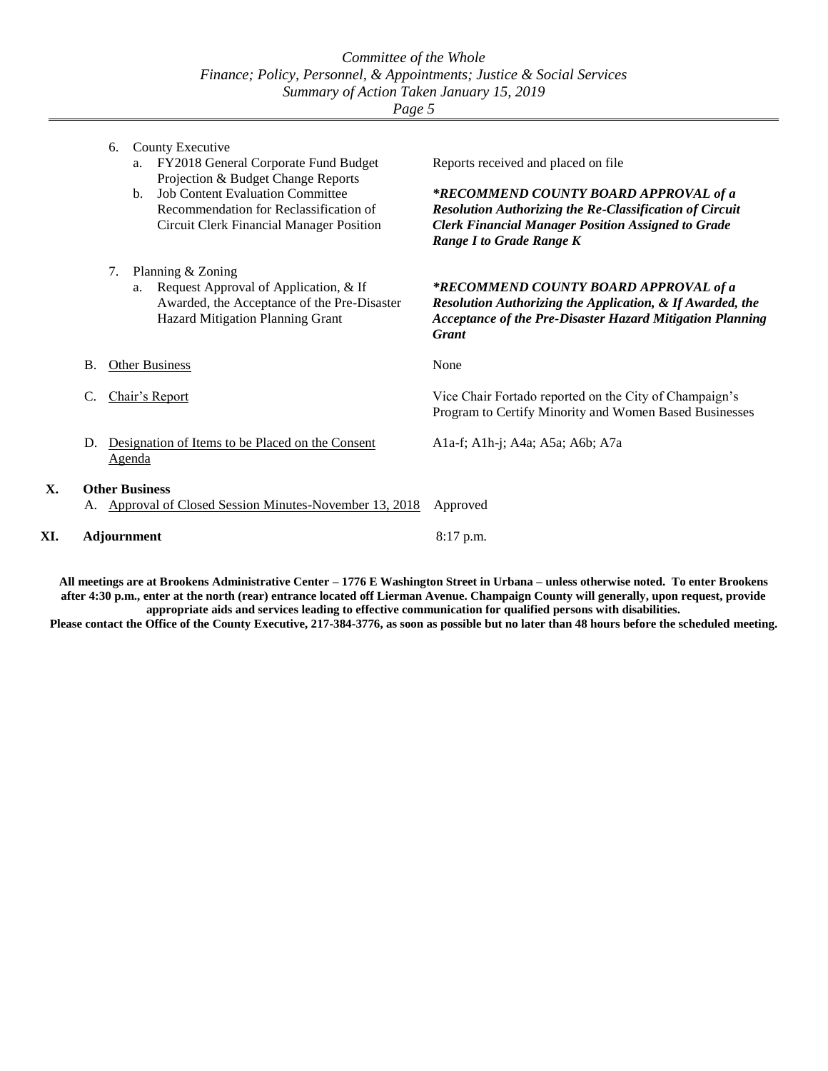6. County Executive
   a. FY2018 General Corporate Fund Budget Projection & Budget Change Reports — Reports received and placed on file
   b. Job Content Evaluation Committee Recommendation for Reclassification of Circuit Clerk Financial Manager Position — ***\*RECOMMEND COUNTY BOARD APPROVAL of a Resolution Authorizing the Re-Classification of Circuit Clerk Financial Manager Position Assigned to Grade Range I to Grade Range K***

7. Planning & Zoning
   a. Request Approval of Application, & If Awarded, the Acceptance of the Pre-Disaster Hazard Mitigation Planning Grant — ***\*RECOMMEND COUNTY BOARD APPROVAL of a Resolution Authorizing the Application, & If Awarded, the Acceptance of the Pre-Disaster Hazard Mitigation Planning Grant***

B. Other Business — None

C. Chair's Report — Vice Chair Fortado reported on the City of Champaign's Program to Certify Minority and Women Based Businesses

D. Designation of Items to be Placed on the Consent Agenda — A1a-f; A1h-j; A4a; A5a; A6b; A7a

## X. Other Business

A. Approval of Closed Session Minutes-November 13, 2018 — Approved

## XI. Adjournment

8:17 p.m.

**All meetings are at Brookens Administrative Center – 1776 E Washington Street in Urbana – unless otherwise noted. To enter Brookens after 4:30 p.m., enter at the north (rear) entrance located off Lierman Avenue. Champaign County will generally, upon request, provide appropriate aids and services leading to effective communication for qualified persons with disabilities. Please contact the Office of the County Executive, 217-384-3776, as soon as possible but no later than 48 hours before the scheduled meeting.**